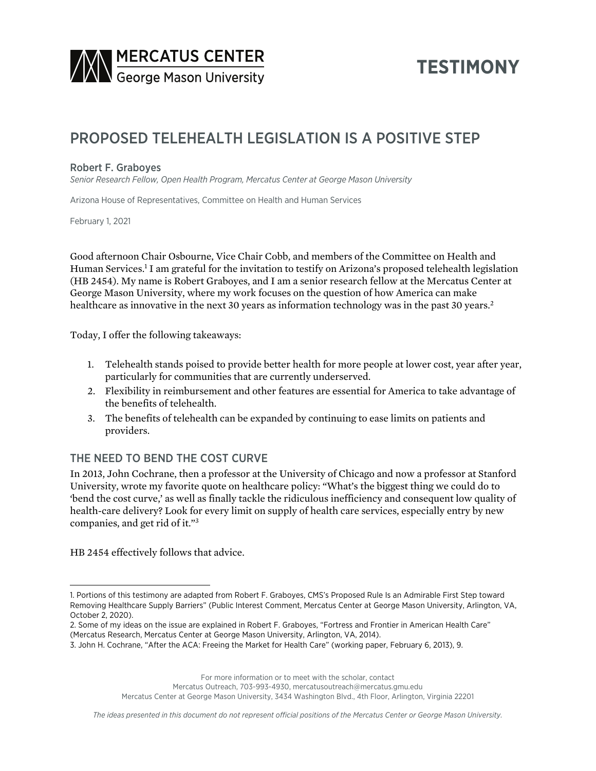MERCATUS CENTER
George Mason University

TESTIMONY

# PROPOSED TELEHEALTH LEGISLATION IS A POSITIVE STEP

Robert F. Graboyes
*Senior Research Fellow, Open Health Program, Mercatus Center at George Mason University*

Arizona House of Representatives, Committee on Health and Human Services

February 1, 2021

Good afternoon Chair Osbourne, Vice Chair Cobb, and members of the Committee on Health and Human Services.[1] I am grateful for the invitation to testify on Arizona's proposed telehealth legislation (HB 2454). My name is Robert Graboyes, and I am a senior research fellow at the Mercatus Center at George Mason University, where my work focuses on the question of how America can make healthcare as innovative in the next 30 years as information technology was in the past 30 years.[2]

Today, I offer the following takeaways:

1. Telehealth stands poised to provide better health for more people at lower cost, year after year, particularly for communities that are currently underserved.
2. Flexibility in reimbursement and other features are essential for America to take advantage of the benefits of telehealth.
3. The benefits of telehealth can be expanded by continuing to ease limits on patients and providers.

## THE NEED TO BEND THE COST CURVE

In 2013, John Cochrane, then a professor at the University of Chicago and now a professor at Stanford University, wrote my favorite quote on healthcare policy: "What's the biggest thing we could do to 'bend the cost curve,' as well as finally tackle the ridiculous inefficiency and consequent low quality of health-care delivery? Look for every limit on supply of health care services, especially entry by new companies, and get rid of it."[3]

HB 2454 effectively follows that advice.

---

1. Portions of this testimony are adapted from Robert F. Graboyes, CMS's Proposed Rule Is an Admirable First Step toward Removing Healthcare Supply Barriers" (Public Interest Comment, Mercatus Center at George Mason University, Arlington, VA, October 2, 2020).
2. Some of my ideas on the issue are explained in Robert F. Graboyes, "Fortress and Frontier in American Health Care" (Mercatus Research, Mercatus Center at George Mason University, Arlington, VA, 2014).
3. John H. Cochrane, "After the ACA: Freeing the Market for Health Care" (working paper, February 6, 2013), 9.

For more information or to meet with the scholar, contact
Mercatus Outreach, 703-993-4930, mercatusoutreach@mercatus.gmu.edu
Mercatus Center at George Mason University, 3434 Washington Blvd., 4th Floor, Arlington, Virginia 22201

*The ideas presented in this document do not represent official positions of the Mercatus Center or George Mason University.*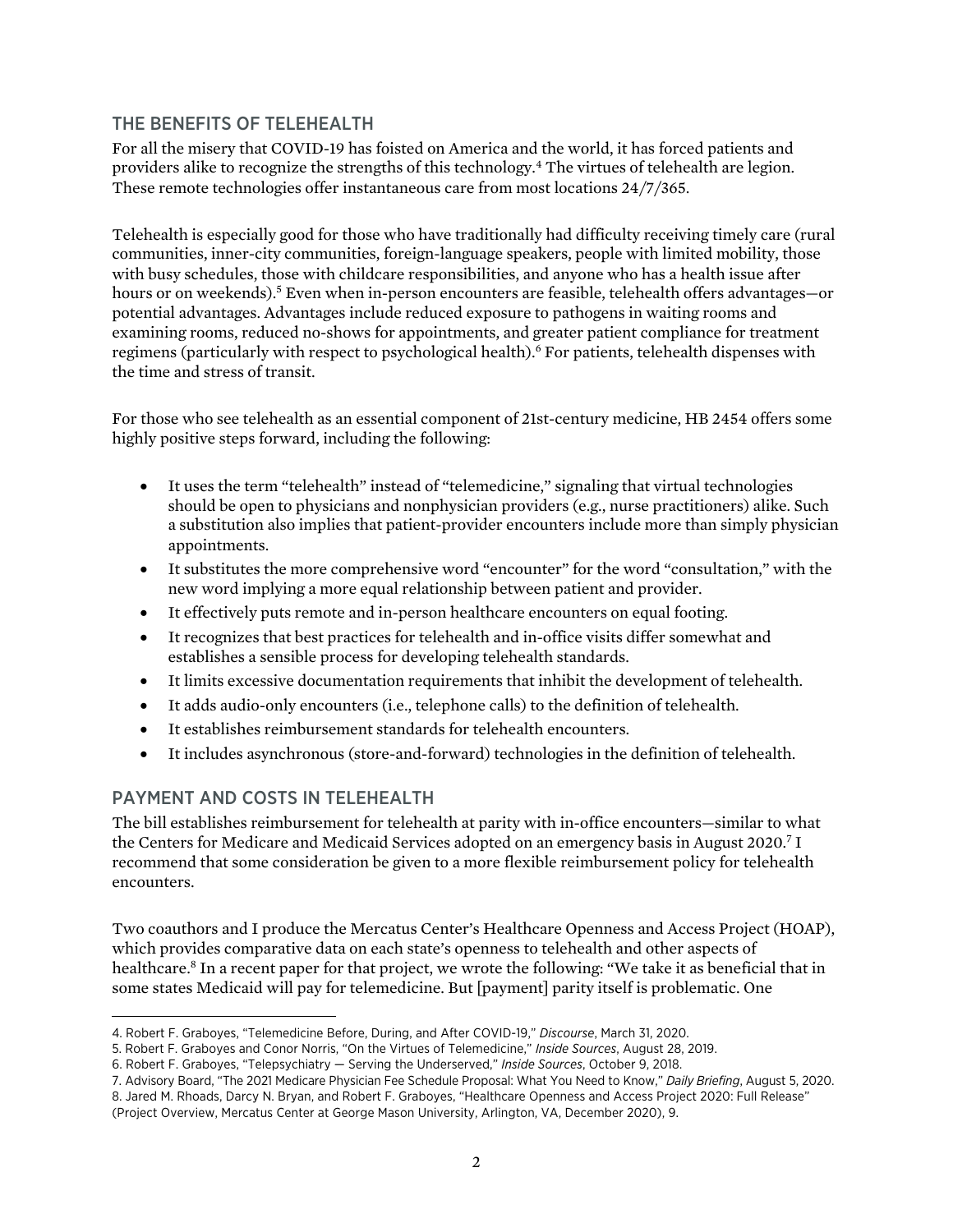## THE BENEFITS OF TELEHEALTH

For all the misery that COVID-19 has foisted on America and the world, it has forced patients and providers alike to recognize the strengths of this technology.[4] The virtues of telehealth are legion. These remote technologies offer instantaneous care from most locations 24/7/365.

Telehealth is especially good for those who have traditionally had difficulty receiving timely care (rural communities, inner-city communities, foreign-language speakers, people with limited mobility, those with busy schedules, those with childcare responsibilities, and anyone who has a health issue after hours or on weekends).[5] Even when in-person encounters are feasible, telehealth offers advantages—or potential advantages. Advantages include reduced exposure to pathogens in waiting rooms and examining rooms, reduced no-shows for appointments, and greater patient compliance for treatment regimens (particularly with respect to psychological health).[6] For patients, telehealth dispenses with the time and stress of transit.

For those who see telehealth as an essential component of 21st-century medicine, HB 2454 offers some highly positive steps forward, including the following:

- It uses the term "telehealth" instead of "telemedicine," signaling that virtual technologies should be open to physicians and nonphysician providers (e.g., nurse practitioners) alike. Such a substitution also implies that patient-provider encounters include more than simply physician appointments.
- It substitutes the more comprehensive word "encounter" for the word "consultation," with the new word implying a more equal relationship between patient and provider.
- It effectively puts remote and in-person healthcare encounters on equal footing.
- It recognizes that best practices for telehealth and in-office visits differ somewhat and establishes a sensible process for developing telehealth standards.
- It limits excessive documentation requirements that inhibit the development of telehealth.
- It adds audio-only encounters (i.e., telephone calls) to the definition of telehealth.
- It establishes reimbursement standards for telehealth encounters.
- It includes asynchronous (store-and-forward) technologies in the definition of telehealth.

## PAYMENT AND COSTS IN TELEHEALTH

The bill establishes reimbursement for telehealth at parity with in-office encounters—similar to what the Centers for Medicare and Medicaid Services adopted on an emergency basis in August 2020.[7] I recommend that some consideration be given to a more flexible reimbursement policy for telehealth encounters.

Two coauthors and I produce the Mercatus Center's Healthcare Openness and Access Project (HOAP), which provides comparative data on each state's openness to telehealth and other aspects of healthcare.[8] In a recent paper for that project, we wrote the following: "We take it as beneficial that in some states Medicaid will pay for telemedicine. But [payment] parity itself is problematic. One

---

4. Robert F. Graboyes, "Telemedicine Before, During, and After COVID-19," *Discourse*, March 31, 2020.
5. Robert F. Graboyes and Conor Norris, "On the Virtues of Telemedicine," *Inside Sources*, August 28, 2019.
6. Robert F. Graboyes, "Telepsychiatry — Serving the Underserved," *Inside Sources*, October 9, 2018.
7. Advisory Board, "The 2021 Medicare Physician Fee Schedule Proposal: What You Need to Know," *Daily Briefing*, August 5, 2020.
8. Jared M. Rhoads, Darcy N. Bryan, and Robert F. Graboyes, "Healthcare Openness and Access Project 2020: Full Release" (Project Overview, Mercatus Center at George Mason University, Arlington, VA, December 2020), 9.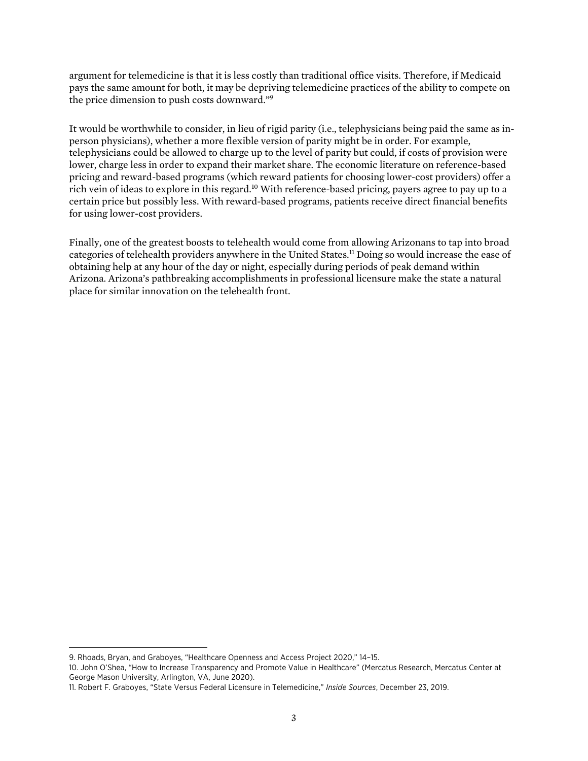argument for telemedicine is that it is less costly than traditional office visits. Therefore, if Medicaid pays the same amount for both, it may be depriving telemedicine practices of the ability to compete on the price dimension to push costs downward."[9]

It would be worthwhile to consider, in lieu of rigid parity (i.e., telephysicians being paid the same as in-person physicians), whether a more flexible version of parity might be in order. For example, telephysicians could be allowed to charge up to the level of parity but could, if costs of provision were lower, charge less in order to expand their market share. The economic literature on reference-based pricing and reward-based programs (which reward patients for choosing lower-cost providers) offer a rich vein of ideas to explore in this regard.[10] With reference-based pricing, payers agree to pay up to a certain price but possibly less. With reward-based programs, patients receive direct financial benefits for using lower-cost providers.

Finally, one of the greatest boosts to telehealth would come from allowing Arizonans to tap into broad categories of telehealth providers anywhere in the United States.[11] Doing so would increase the ease of obtaining help at any hour of the day or night, especially during periods of peak demand within Arizona. Arizona's pathbreaking accomplishments in professional licensure make the state a natural place for similar innovation on the telehealth front.

---

9. Rhoads, Bryan, and Graboyes, "Healthcare Openness and Access Project 2020," 14–15.

10. John O'Shea, "How to Increase Transparency and Promote Value in Healthcare" (Mercatus Research, Mercatus Center at George Mason University, Arlington, VA, June 2020).

11. Robert F. Graboyes, "State Versus Federal Licensure in Telemedicine," *Inside Sources*, December 23, 2019.